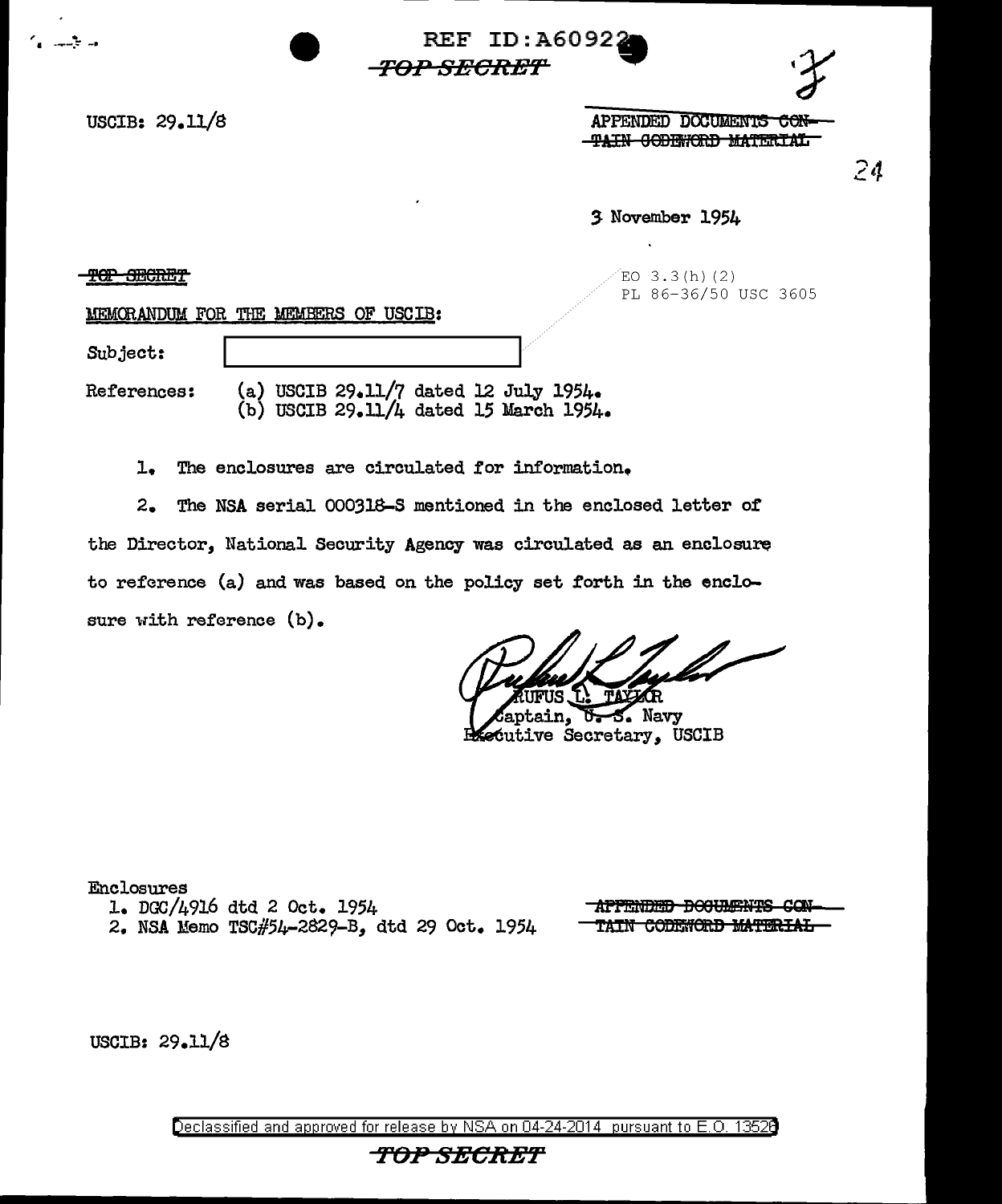REF ID:A60922

~~TOP SECRET~~

USCIB: 29.11/8

APPENDED DOCUMENTS ~~CON-TAIN CODEWORD MATERIAL~~

24

3 November 1954

~~TOP SECRET~~

EO 3.3(h)(2)
PL 86-36/50 USC 3605

MEMORANDUM FOR THE MEMBERS OF USCIB:

Subject: [redacted]

References: (a) USCIB 29.11/7 dated 12 July 1954.
(b) USCIB 29.11/4 dated 15 March 1954.

1. The enclosures are circulated for information.

2. The NSA serial 000318-S mentioned in the enclosed letter of the Director, National Security Agency was circulated as an enclosure to reference (a) and was based on the policy set forth in the enclosure with reference (b).

RUFUS L. TAYLOR
Captain, U. S. Navy
Executive Secretary, USCIB

Enclosures
1. DGC/4916 dtd 2 Oct. 1954
2. NSA Memo TSC#54-2829-B, dtd 29 Oct. 1954

~~APPENDED DOCUMENTS CON-TAIN CODEWORD MATERIAL~~

USCIB: 29.11/8

Declassified and approved for release by NSA on 04-24-2014 pursuant to E.O. 13526

~~TOP SECRET~~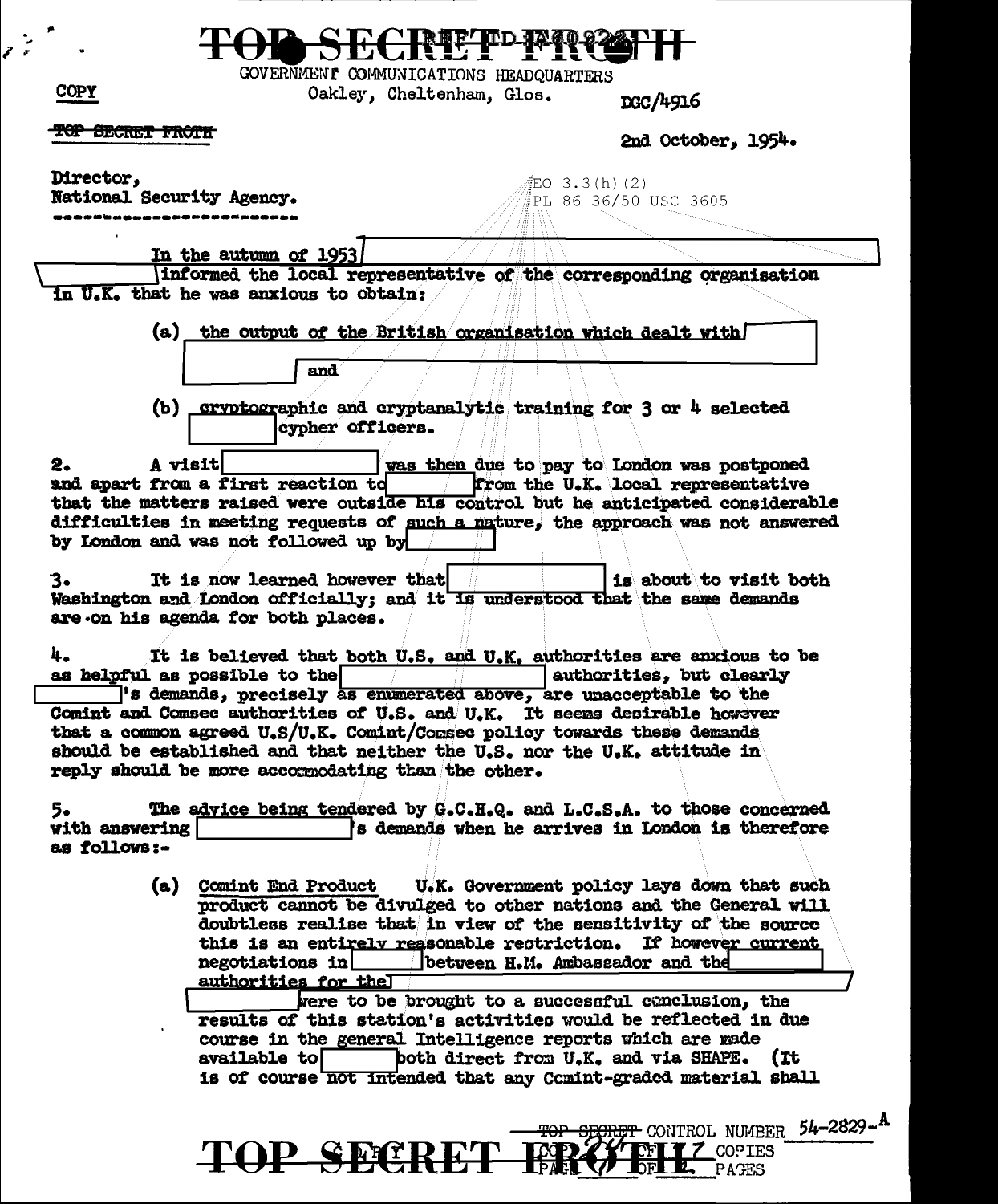TOP SECRET FROTH

GOVERNMENT COMMUNICATIONS HEADQUARTERS
Oakley, Cheltenham, Glos.

COPY

DGC/4916

~~TOP SECRET FROTH~~

2nd October, 1954.

Director,
National Security Agency.

EO 3.3(h)(2)
PL 86-36/50 USC 3605

In the autumn of 1953 [redacted] informed the local representative of the corresponding organisation in U.K. that he was anxious to obtain:

(a) the output of the British organisation which dealt with [redacted] and [redacted]

(b) cryptographic and cryptanalytic training for 3 or 4 selected [redacted] cypher officers.

2. A visit [redacted] was then due to pay to London was postponed and apart from a first reaction to [redacted] from the U.K. local representative that the matters raised were outside his control but he anticipated considerable difficulties in meeting requests of such a nature, the approach was not answered by London and was not followed up by [redacted]

3. It is now learned however that [redacted] is about to visit both Washington and London officially; and it is understood that the same demands are on his agenda for both places.

4. It is believed that both U.S. and U.K. authorities are anxious to be as helpful as possible to the [redacted] authorities, but clearly [redacted]'s demands, precisely as enumerated above, are unacceptable to the Comint and Comsec authorities of U.S. and U.K. It seems desirable however that a common agreed U.S/U.K. Comint/Comsec policy towards these demands should be established and that neither the U.S. nor the U.K. attitude in reply should be more accommodating than the other.

5. The advice being tendered by G.C.H.Q. and L.C.S.A. to those concerned with answering [redacted]'s demands when he arrives in London is therefore as follows:-

(a) Comint End Product U.K. Government policy lays down that such product cannot be divulged to other nations and the General will doubtless realise that in view of the sensitivity of the source this is an entirely reasonable restriction. If however current negotiations in [redacted] between H.M. Ambassador and the [redacted] authorities for the [redacted] were to be brought to a successful conclusion, the results of this station's activities would be reflected in due course in the general Intelligence reports which are made available to [redacted] both direct from U.K. and via SHAPE. (It is of course not intended that any Comint-graded material shall

~~TOP SECRET~~ CONTROL NUMBER 54-2829-A
COPY [illegible] OF 7 COPIES
PAGE [illegible] OF [illegible] PAGES

TOP SECRET FROTH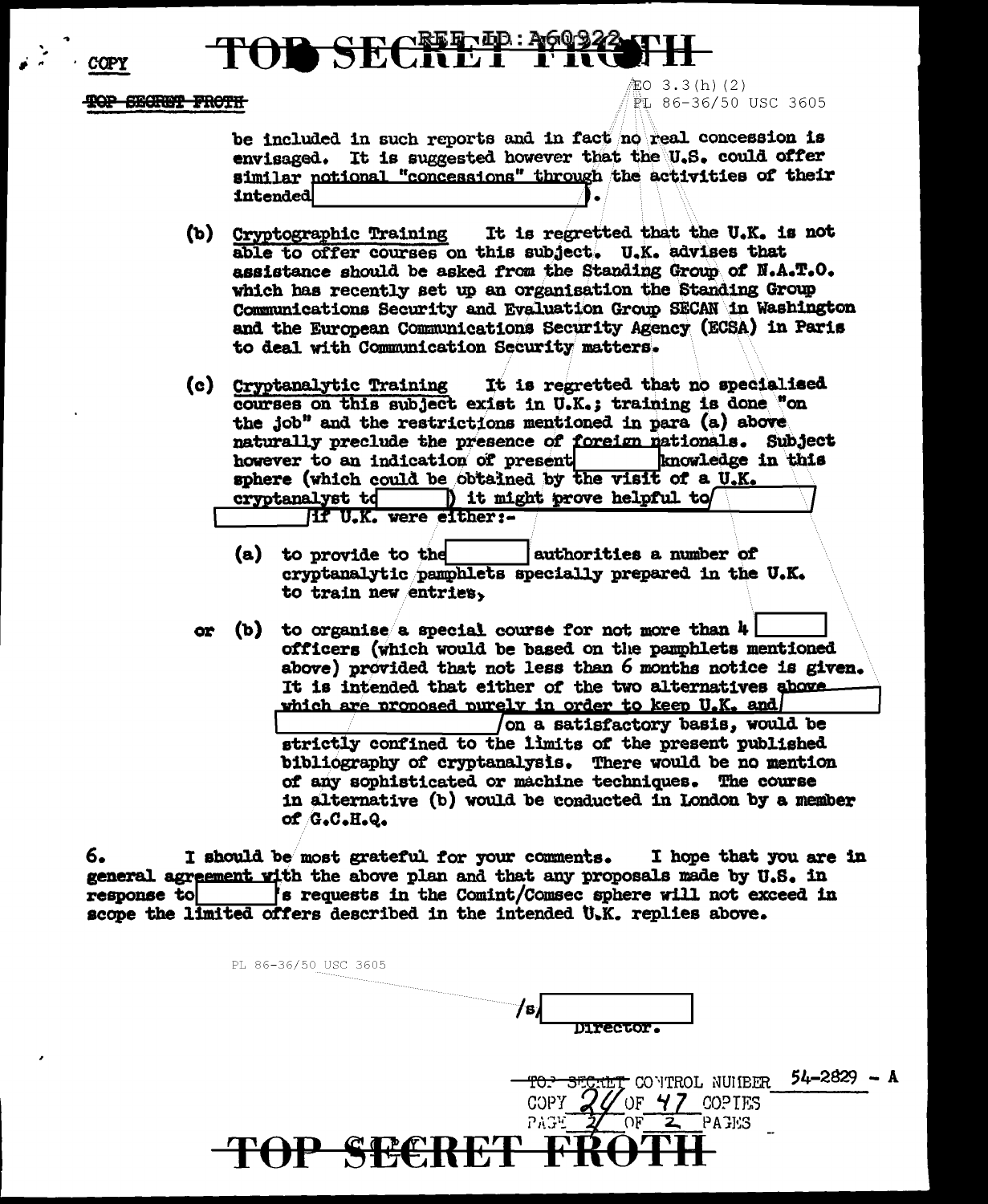COPY

TOP SECRET FROTH

EO 3.3(h)(2)
PL 86-36/50 USC 3605

be included in such reports and in fact no real concession is envisaged. It is suggested however that the U.S. could offer similar notional "concessions" through the activities of their intended [          ].

(b) Cryptographic Training   It is regretted that the U.K. is not able to offer courses on this subject. U.K. advises that assistance should be asked from the Standing Group of N.A.T.O. which has recently set up an organisation the Standing Group Communications Security and Evaluation Group SECAN in Washington and the European Communications Security Agency (ECSA) in Paris to deal with Communication Security matters.

(c) Cryptanalytic Training   It is regretted that no specialised courses on this subject exist in U.K.; training is done "on the job" and the restrictions mentioned in para (a) above naturally preclude the presence of foreign nationals. Subject however to an indication of present [          ] knowledge in this sphere (which could be obtained by the visit of a U.K. cryptanalyst to [          ]) it might prove helpful to [          ] [          ] if U.K. were either:-

(a) to provide to the [          ] authorities a number of cryptanalytic pamphlets specially prepared in the U.K. to train new entries,

or (b) to organise a special course for not more than 4 [          ] officers (which would be based on the pamphlets mentioned above) provided that not less than 6 months notice is given. It is intended that either of the two alternatives above which are proposed purely in order to keep U.K. and [          ] [          ] on a satisfactory basis, would be strictly confined to the limits of the present published bibliography of cryptanalysis. There would be no mention of any sophisticated or machine techniques. The course in alternative (b) would be conducted in London by a member of G.C.H.Q.

6. I should be most grateful for your comments. I hope that you are in general agreement with the above plan and that any proposals made by U.S. in response to [          ]'s requests in the Comint/Comsec sphere will not exceed in scope the limited offers described in the intended U.K. replies above.

PL 86-36/50 USC 3605

/s/ [          ]
Director.

TOP SECRET CONTROL NUMBER 54-2829 - A
COPY 24 OF 47 COPIES
PAGE 2 OF 2 PAGES

TOP SECRET FROTH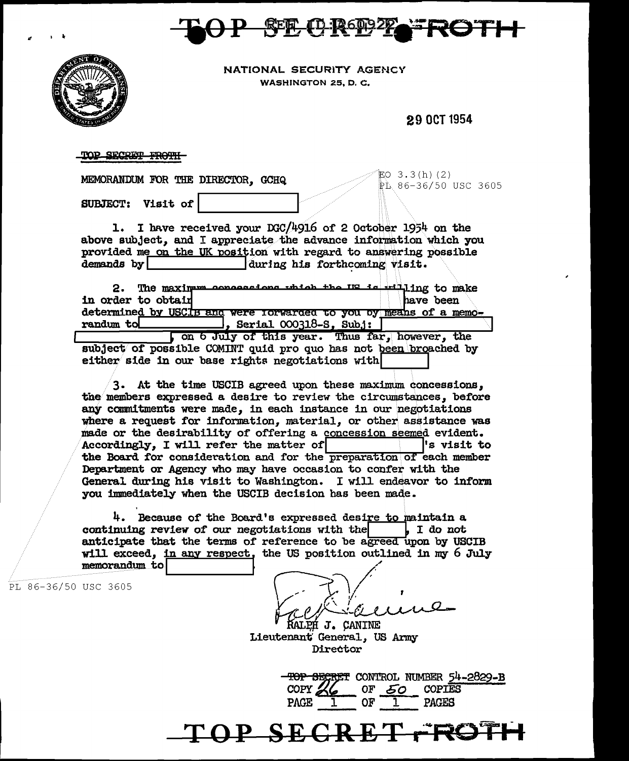TOP SECRET FROTH

REF ID:A60922

NATIONAL SECURITY AGENCY
WASHINGTON 25, D. C.

29 OCT 1954

~~TOP SECRET FROTH~~

EO 3.3(h)(2)
PL 86-36/50 USC 3605

MEMORANDUM FOR THE DIRECTOR, GCHQ

SUBJECT: Visit of [ ]

1. I have received your DGC/4916 of 2 October 1954 on the above subject, and I appreciate the advance information which you provided me on the UK position with regard to answering possible demands by [ ] during his forthcoming visit.

2. The maximum concessions which the US is willing to make in order to obtain [ ] have been determined by USCIB and were forwarded to you by means of a memorandum to [ ], Serial 000318-S, Subj: [ ] [ ], on 6 July of this year. Thus far, however, the subject of possible COMINT quid pro quo has not been broached by either side in our base rights negotiations with [ ]

3. At the time USCIB agreed upon these maximum concessions, the members expressed a desire to review the circumstances, before any commitments were made, in each instance in our negotiations where a request for information, material, or other assistance was made or the desirability of offering a concession seemed evident. Accordingly, I will refer the matter of [ ]'s visit to the Board for consideration and for the preparation of each member Department or Agency who may have occasion to confer with the General during his visit to Washington. I will endeavor to inform you immediately when the USCIB decision has been made.

4. Because of the Board's expressed desire to maintain a continuing review of our negotiations with the [ ], I do not anticipate that the terms of reference to be agreed upon by USCIB will exceed, in any respect, the US position outlined in my 6 July memorandum to [ ].

PL 86-36/50 USC 3605

RALPH J. CANINE
Lieutenant General, US Army
Director

~~TOP SECRET~~ CONTROL NUMBER 54-2829-B
COPY 26 OF 50 COPIES
PAGE 1 OF 1 PAGES

TOP SECRET FROTH